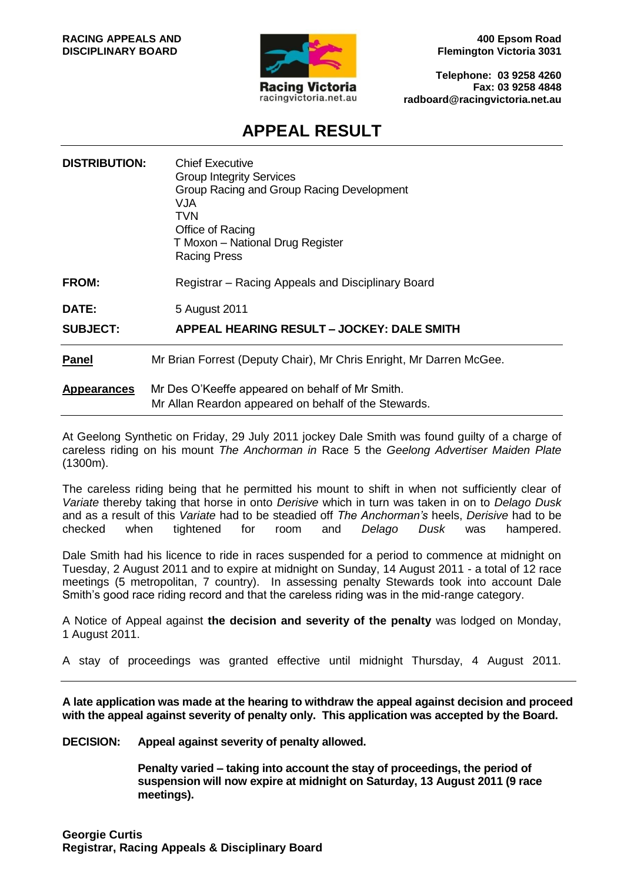**RACING APPEALS AND DISCIPLINARY BOARD**

Racing Victoria
racingvictoria.net.au

**400 Epsom Road**
**Flemington Victoria 3031**

**Telephone: 03 9258 4260**
**Fax: 03 9258 4848**
**radboard@racingvictoria.net.au**

# APPEAL RESULT

| | |
|---|---|
| **DISTRIBUTION:** | Chief Executive<br>Group Integrity Services<br>Group Racing and Group Racing Development<br>VJA<br>TVN<br>Office of Racing<br>T Moxon – National Drug Register<br>Racing Press |
| **FROM:** | Registrar – Racing Appeals and Disciplinary Board |
| **DATE:** | 5 August 2011 |
| **SUBJECT:** | **APPEAL HEARING RESULT – JOCKEY: DALE SMITH** |

**Panel** Mr Brian Forrest (Deputy Chair), Mr Chris Enright, Mr Darren McGee.

**Appearances** Mr Des O'Keeffe appeared on behalf of Mr Smith.
Mr Allan Reardon appeared on behalf of the Stewards.

---

At Geelong Synthetic on Friday, 29 July 2011 jockey Dale Smith was found guilty of a charge of careless riding on his mount *The Anchorman in* Race 5 the *Geelong Advertiser Maiden Plate* (1300m).

The careless riding being that he permitted his mount to shift in when not sufficiently clear of *Variate* thereby taking that horse in onto *Derisive* which in turn was taken in on to *Delago Dusk* and as a result of this *Variate* had to be steadied off *The Anchorman's* heels, *Derisive* had to be checked when tightened for room and *Delago Dusk* was hampered.

Dale Smith had his licence to ride in races suspended for a period to commence at midnight on Tuesday, 2 August 2011 and to expire at midnight on Sunday, 14 August 2011 - a total of 12 race meetings (5 metropolitan, 7 country). In assessing penalty Stewards took into account Dale Smith's good race riding record and that the careless riding was in the mid-range category.

A Notice of Appeal against **the decision and severity of the penalty** was lodged on Monday, 1 August 2011.

A stay of proceedings was granted effective until midnight Thursday, 4 August 2011.

---

**A late application was made at the hearing to withdraw the appeal against decision and proceed with the appeal against severity of penalty only. This application was accepted by the Board.**

**DECISION: Appeal against severity of penalty allowed.**

**Penalty varied – taking into account the stay of proceedings, the period of suspension will now expire at midnight on Saturday, 13 August 2011 (9 race meetings).**

**Georgie Curtis**
**Registrar, Racing Appeals & Disciplinary Board**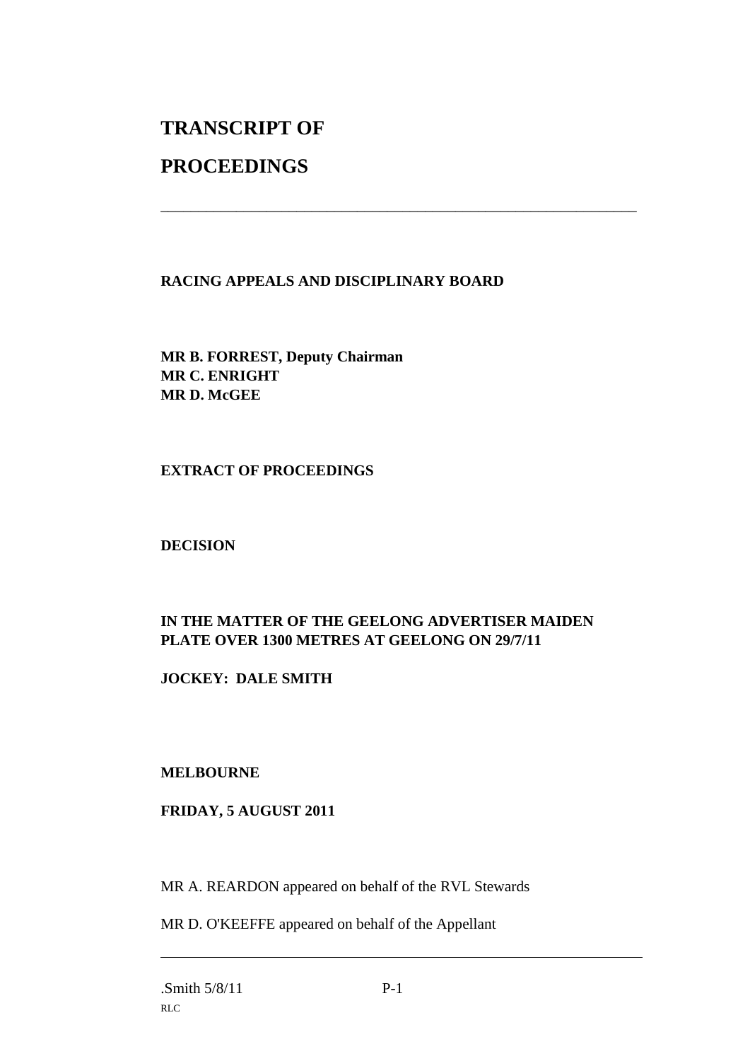# TRANSCRIPT OF

# PROCEEDINGS

---

**RACING APPEALS AND DISCIPLINARY BOARD**

**MR B. FORREST, Deputy Chairman**
**MR C. ENRIGHT**
**MR D. McGEE**

**EXTRACT OF PROCEEDINGS**

**DECISION**

**IN THE MATTER OF THE GEELONG ADVERTISER MAIDEN PLATE OVER 1300 METRES AT GEELONG ON 29/7/11**

**JOCKEY: DALE SMITH**

**MELBOURNE**

**FRIDAY, 5 AUGUST 2011**

MR A. REARDON appeared on behalf of the RVL Stewards

MR D. O'KEEFFE appeared on behalf of the Appellant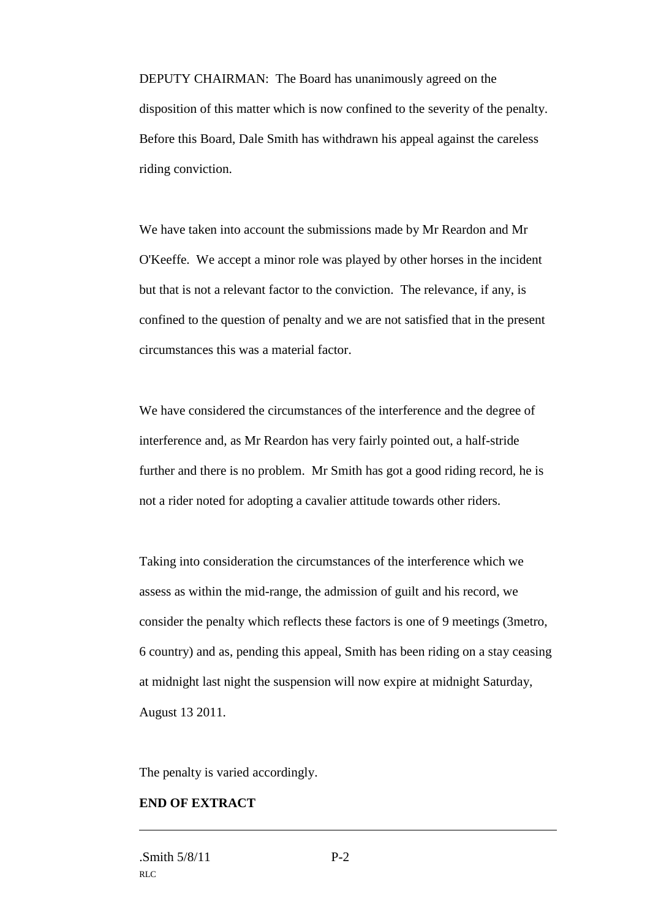DEPUTY CHAIRMAN: The Board has unanimously agreed on the disposition of this matter which is now confined to the severity of the penalty. Before this Board, Dale Smith has withdrawn his appeal against the careless riding conviction.

We have taken into account the submissions made by Mr Reardon and Mr O'Keeffe. We accept a minor role was played by other horses in the incident but that is not a relevant factor to the conviction. The relevance, if any, is confined to the question of penalty and we are not satisfied that in the present circumstances this was a material factor.

We have considered the circumstances of the interference and the degree of interference and, as Mr Reardon has very fairly pointed out, a half-stride further and there is no problem. Mr Smith has got a good riding record, he is not a rider noted for adopting a cavalier attitude towards other riders.

Taking into consideration the circumstances of the interference which we assess as within the mid-range, the admission of guilt and his record, we consider the penalty which reflects these factors is one of 9 meetings (3metro, 6 country) and as, pending this appeal, Smith has been riding on a stay ceasing at midnight last night the suspension will now expire at midnight Saturday, August 13 2011.

The penalty is varied accordingly.

**END OF EXTRACT**